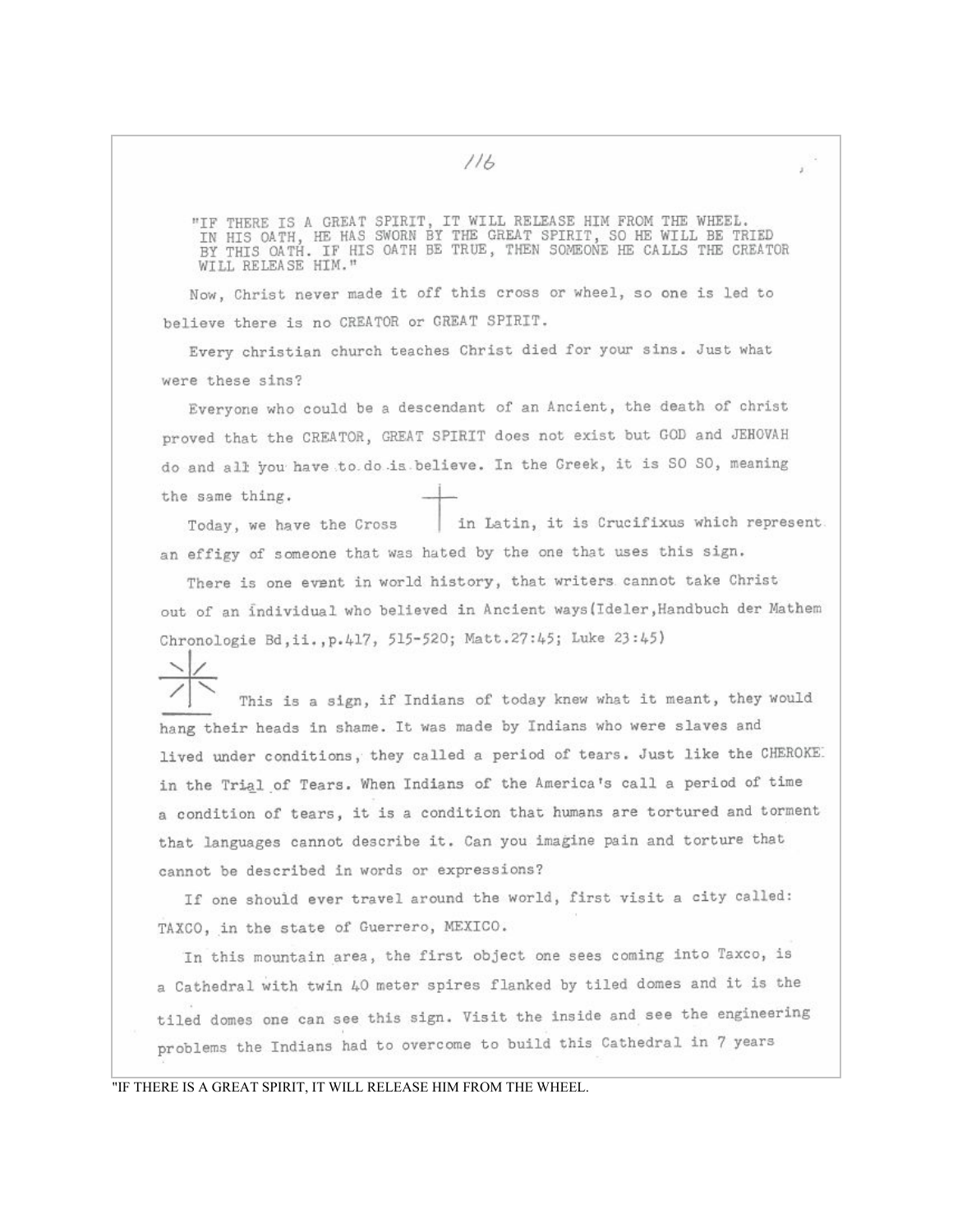"IF THERE IS A GREAT SPIRIT, IT WILL RELEASE HIM FROM THE WHEEL. IN HIS OATH, HE HAS SWORN BY THE GREAT SPIRIT, SO HE WILL BE TRIED BY THIS OATH. IF HIS OATH BE TRUE, THEN SOMEONE HE CALLS THE CREATOR WILL RELEASE HIM."

Now, Christ never made it off this cross or wheel, so one is led to believe there is no CREATOR or GREAT SPIRIT.

Every christian church teaches Christ died for your sins. Just what were these sins?

Everyone who could be a descendant of an Ancient, the death of christ proved that the CREATOR, GREAT SPIRIT does not exist but GOD and JEHOVAH do and all you have to do is believe. In the Greek, it is SO SO, meaning the same thing.

Today, we have the Cross in Latin, it is Crucifixus which represent an effigy of someone that was hated by the one that uses this sign.

There is one event in world history, that writers cannot take Christ out of an individual who believed in Ancient ways(Ideler,Handbuch der Mathem Chronologie Bd,ii.,p.417, 515-520; Matt.27:45; Luke 23:45)

This is a sign, if Indians of today knew what it meant, they would hang their heads in shame. It was made by Indians who were slaves and lived under conditions, they called a period of tears. Just like the CHEROKE in the Trial of Tears. When Indians of the America's call a period of time a condition of tears, it is a condition that humans are tortured and torment that languages cannot describe it. Can you imagine pain and torture that cannot be described in words or expressions?

If one should ever travel around the world, first visit a city called: TAXCO, in the state of Guerrero, MEXICO.

In this mountain area, the first object one sees coming into Taxco, is a Cathedral with twin 40 meter spires flanked by tiled domes and it is the tiled domes one can see this sign. Visit the inside and see the engineering problems the Indians had to overcome to build this Cathedral in 7 years

"IF THERE IS A GREAT SPIRIT, IT WILL RELEASE HIM FROM THE WHEEL.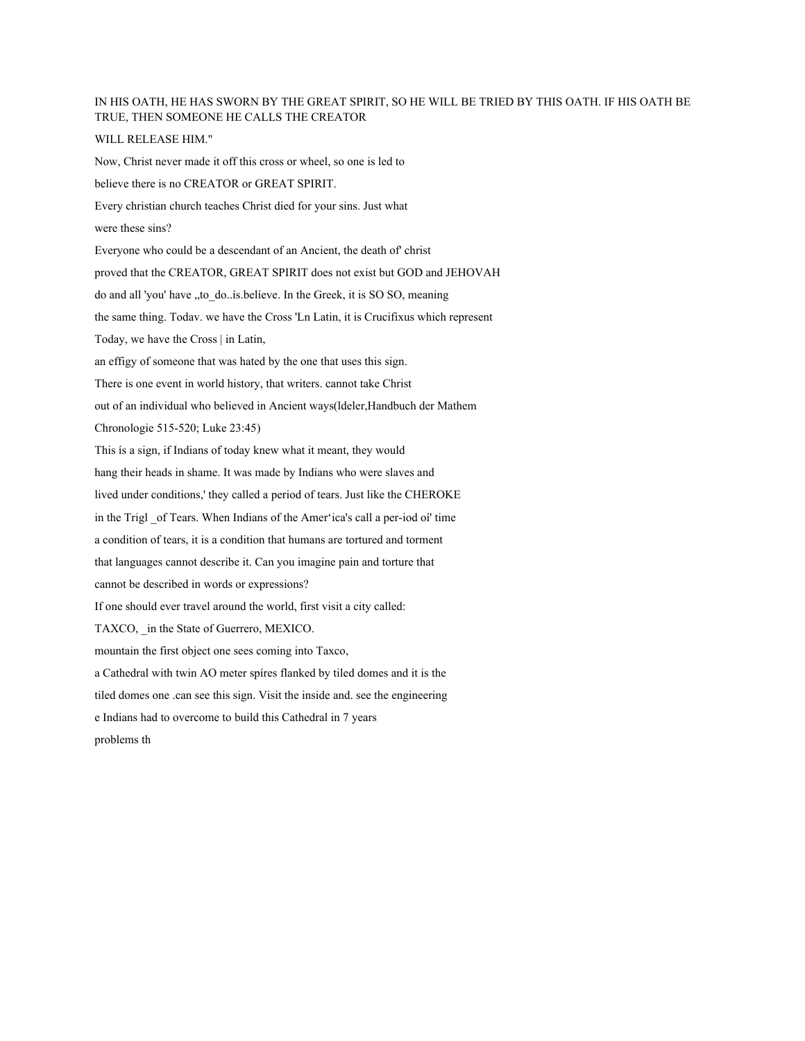IN HIS OATH, HE HAS SWORN BY THE GREAT SPIRIT, SO HE WILL BE TRIED BY THIS OATH. IF HIS OATH BE TRUE, THEN SOMEONE HE CALLS THE CREATOR

WILL RELEASE HIM."

Now, Christ never made it off this cross or wheel, so one is led to

believe there is no CREATOR or GREAT SPIRIT.

Every christian church teaches Christ died for your sins. Just what

were these sins?

Everyone who could be a descendant of an Ancient, the death of' christ

proved that the CREATOR, GREAT SPIRIT does not exist but GOD and JEHOVAH

do and all 'you' have „to_do..ís.belíeve. In the Greek, it is SO SO, meaning

the same thing. Todav. we have the Cross 'Ln Latin, it is Crucifixus which represent

Today, we have the Cross | in Latin,

an effigy of someone that was hated by the one that uses this sign.

There is one event in world history, that writers. cannot take Christ

out of an individual who believed in Ancient ways(ldeler,Handbuch der Mathem

Chronologie 515-520; Luke 23:45)

This ís a sign, if Indians of today knew what it meant, they would

hang their heads in shame. It was made by Indians who were slaves and

lived under conditions,' they called a period of tears. Just like the CHEROKE

in the Trigl _of Tears. When Indians of the Amer'ica's call a per-iod oí' time

a condition of tears, it is a condition that humans are tortured and torment

that languages cannot describe it. Can you imagine pain and torture that

cannot be described in words or expressions?

If one should ever travel around the world, first visit a city called:

TAXCO, _in the State of Guerrero, MEXICO.

mountain the first object one sees coming into Taxco,

a Cathedral with twin AO meter spíres flanked by tiled domes and it is the

tiled domes one .can see this sign. Visit the inside and. see the engineering

e Indians had to overcome to build this Cathedral in 7 years

problems th